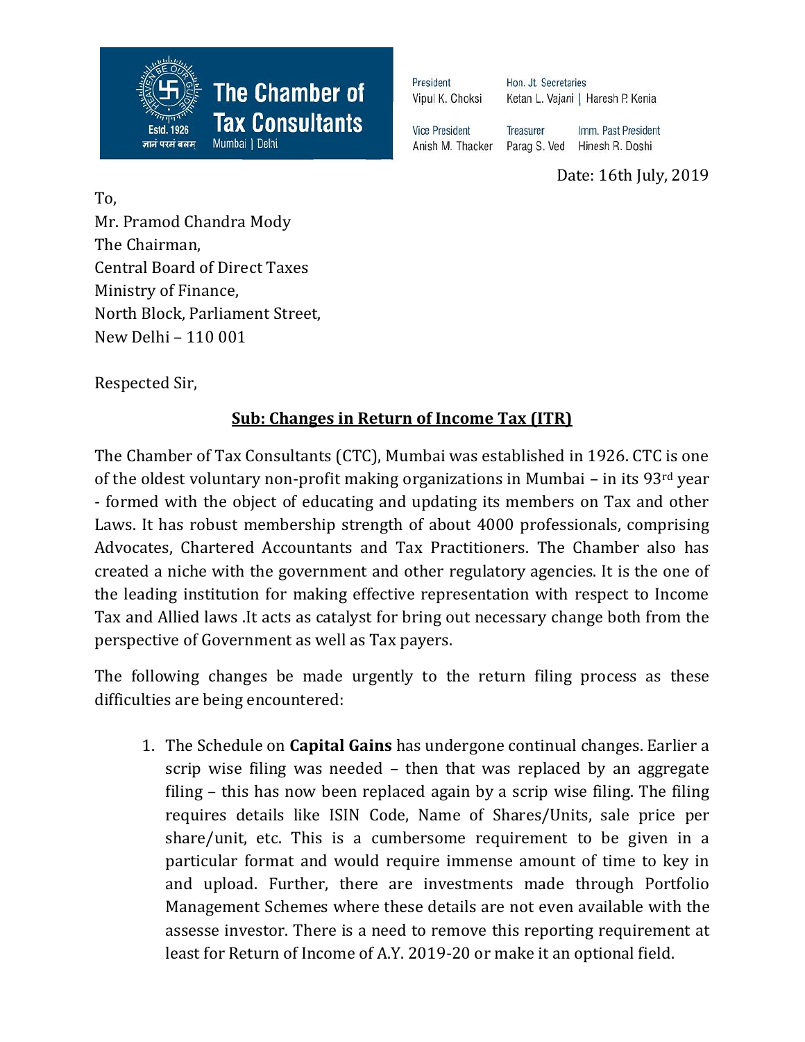**The Chamber of Tax Consultants**
Estd. 1926
ज्ञानं परमं बलम्
Mumbai | Delhi

President
Vipul K. Choksi

Hon. Jt. Secretaries
Ketan L. Vajani | Haresh P. Kenia

Vice President
Anish M. Thacker

Treasurer
Parag S. Ved

Imm. Past President
Hinesh R. Doshi

Date: 16th July, 2019

To,
Mr. Pramod Chandra Mody
The Chairman,
Central Board of Direct Taxes
Ministry of Finance,
North Block, Parliament Street,
New Delhi – 110 001

Respected Sir,

**Sub: Changes in Return of Income Tax (ITR)**

The Chamber of Tax Consultants (CTC), Mumbai was established in 1926. CTC is one of the oldest voluntary non-profit making organizations in Mumbai – in its 93rd year - formed with the object of educating and updating its members on Tax and other Laws. It has robust membership strength of about 4000 professionals, comprising Advocates, Chartered Accountants and Tax Practitioners. The Chamber also has created a niche with the government and other regulatory agencies. It is the one of the leading institution for making effective representation with respect to Income Tax and Allied laws .It acts as catalyst for bring out necessary change both from the perspective of Government as well as Tax payers.

The following changes be made urgently to the return filing process as these difficulties are being encountered:

1. The Schedule on **Capital Gains** has undergone continual changes. Earlier a scrip wise filing was needed – then that was replaced by an aggregate filing – this has now been replaced again by a scrip wise filing. The filing requires details like ISIN Code, Name of Shares/Units, sale price per share/unit, etc. This is a cumbersome requirement to be given in a particular format and would require immense amount of time to key in and upload. Further, there are investments made through Portfolio Management Schemes where these details are not even available with the assesse investor. There is a need to remove this reporting requirement at least for Return of Income of A.Y. 2019-20 or make it an optional field.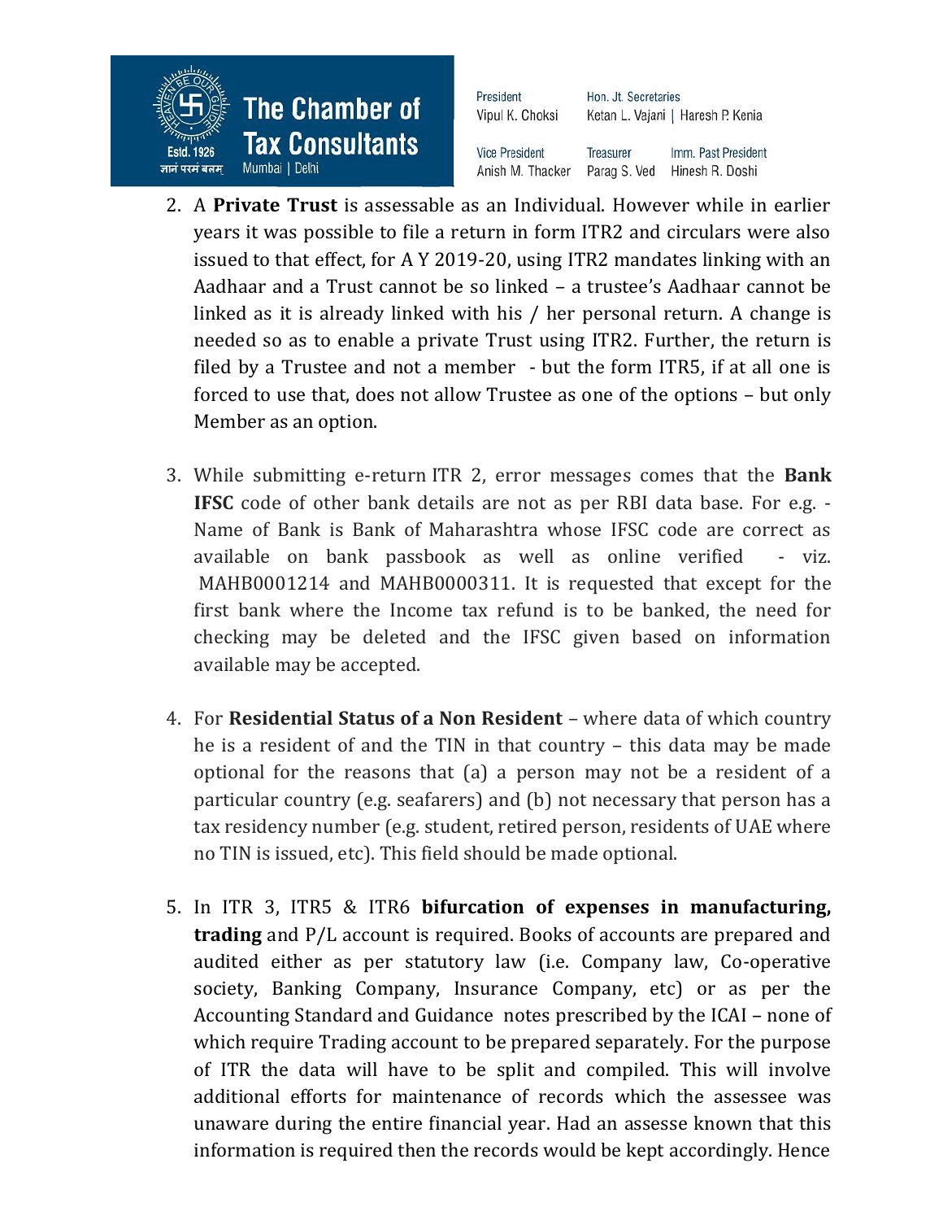2. A **Private Trust** is assessable as an Individual. However while in earlier years it was possible to file a return in form ITR2 and circulars were also issued to that effect, for A Y 2019-20, using ITR2 mandates linking with an Aadhaar and a Trust cannot be so linked – a trustee's Aadhaar cannot be linked as it is already linked with his / her personal return. A change is needed so as to enable a private Trust using ITR2. Further, the return is filed by a Trustee and not a member - but the form ITR5, if at all one is forced to use that, does not allow Trustee as one of the options – but only Member as an option.

3. While submitting e-return ITR 2, error messages comes that the **Bank IFSC** code of other bank details are not as per RBI data base. For e.g. - Name of Bank is Bank of Maharashtra whose IFSC code are correct as available on bank passbook as well as online verified - viz. MAHB0001214 and MAHB0000311. It is requested that except for the first bank where the Income tax refund is to be banked, the need for checking may be deleted and the IFSC given based on information available may be accepted.

4. For **Residential Status of a Non Resident** – where data of which country he is a resident of and the TIN in that country – this data may be made optional for the reasons that (a) a person may not be a resident of a particular country (e.g. seafarers) and (b) not necessary that person has a tax residency number (e.g. student, retired person, residents of UAE where no TIN is issued, etc). This field should be made optional.

5. In ITR 3, ITR5 & ITR6 **bifurcation of expenses in manufacturing, trading** and P/L account is required. Books of accounts are prepared and audited either as per statutory law (i.e. Company law, Co-operative society, Banking Company, Insurance Company, etc) or as per the Accounting Standard and Guidance notes prescribed by the ICAI – none of which require Trading account to be prepared separately. For the purpose of ITR the data will have to be split and compiled. This will involve additional efforts for maintenance of records which the assessee was unaware during the entire financial year. Had an assesse known that this information is required then the records would be kept accordingly. Hence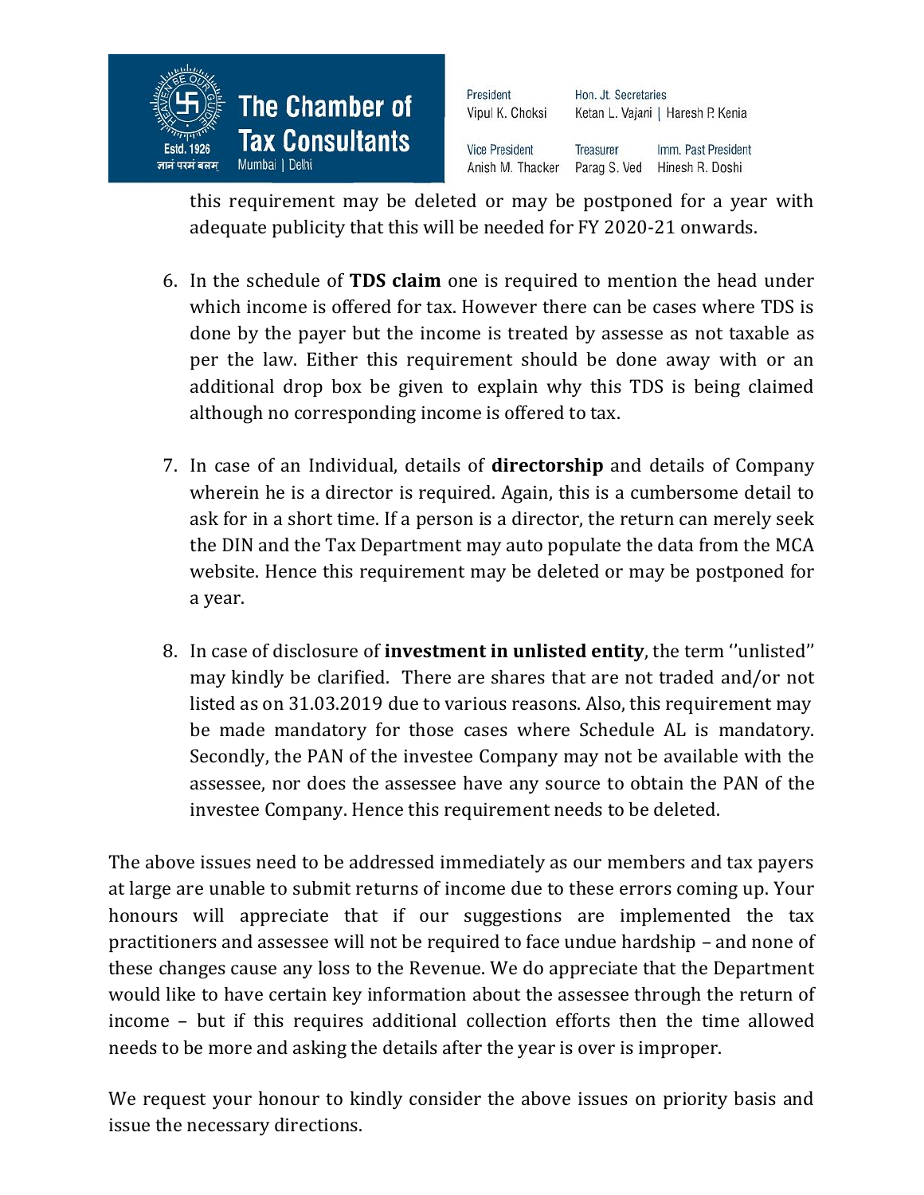this requirement may be deleted or may be postponed for a year with adequate publicity that this will be needed for FY 2020-21 onwards.

6. In the schedule of **TDS claim** one is required to mention the head under which income is offered for tax. However there can be cases where TDS is done by the payer but the income is treated by assesse as not taxable as per the law. Either this requirement should be done away with or an additional drop box be given to explain why this TDS is being claimed although no corresponding income is offered to tax.

7. In case of an Individual, details of **directorship** and details of Company wherein he is a director is required. Again, this is a cumbersome detail to ask for in a short time. If a person is a director, the return can merely seek the DIN and the Tax Department may auto populate the data from the MCA website. Hence this requirement may be deleted or may be postponed for a year.

8. In case of disclosure of **investment in unlisted entity**, the term ''unlisted'' may kindly be clarified. There are shares that are not traded and/or not listed as on 31.03.2019 due to various reasons. Also, this requirement may be made mandatory for those cases where Schedule AL is mandatory. Secondly, the PAN of the investee Company may not be available with the assessee, nor does the assessee have any source to obtain the PAN of the investee Company. Hence this requirement needs to be deleted.

The above issues need to be addressed immediately as our members and tax payers at large are unable to submit returns of income due to these errors coming up. Your honours will appreciate that if our suggestions are implemented the tax practitioners and assessee will not be required to face undue hardship – and none of these changes cause any loss to the Revenue. We do appreciate that the Department would like to have certain key information about the assessee through the return of income – but if this requires additional collection efforts then the time allowed needs to be more and asking the details after the year is over is improper.

We request your honour to kindly consider the above issues on priority basis and issue the necessary directions.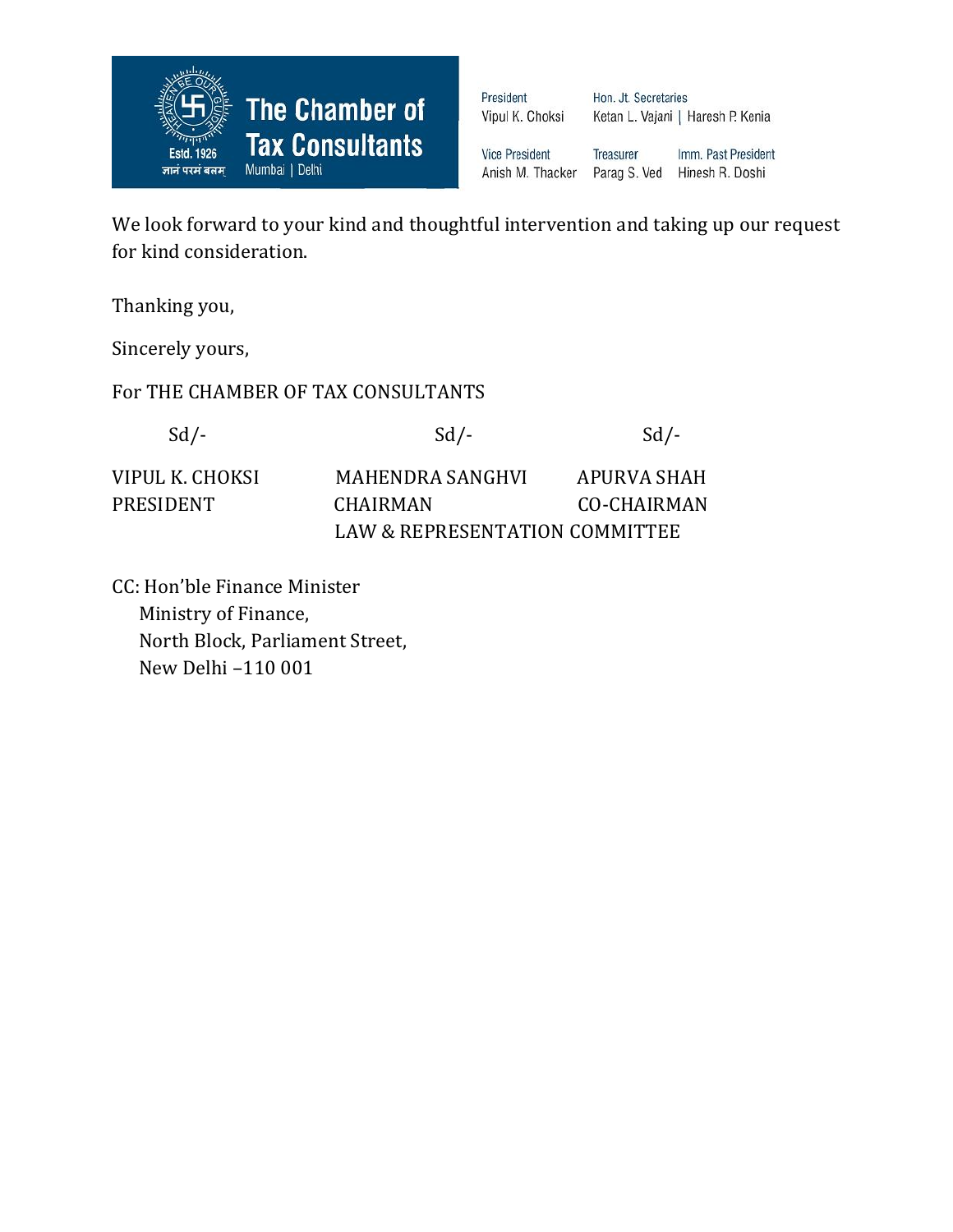We look forward to your kind and thoughtful intervention and taking up our request for kind consideration.

Thanking you,

Sincerely yours,

For THE CHAMBER OF TAX CONSULTANTS

| | | |
|---|---|---|
| Sd/- | Sd/- | Sd/- |
| VIPUL K. CHOKSI | MAHENDRA SANGHVI | APURVA SHAH |
| PRESIDENT | CHAIRMAN | CO-CHAIRMAN |
| | LAW & REPRESENTATION COMMITTEE | |

CC: Hon'ble Finance Minister
Ministry of Finance,
North Block, Parliament Street,
New Delhi –110 001